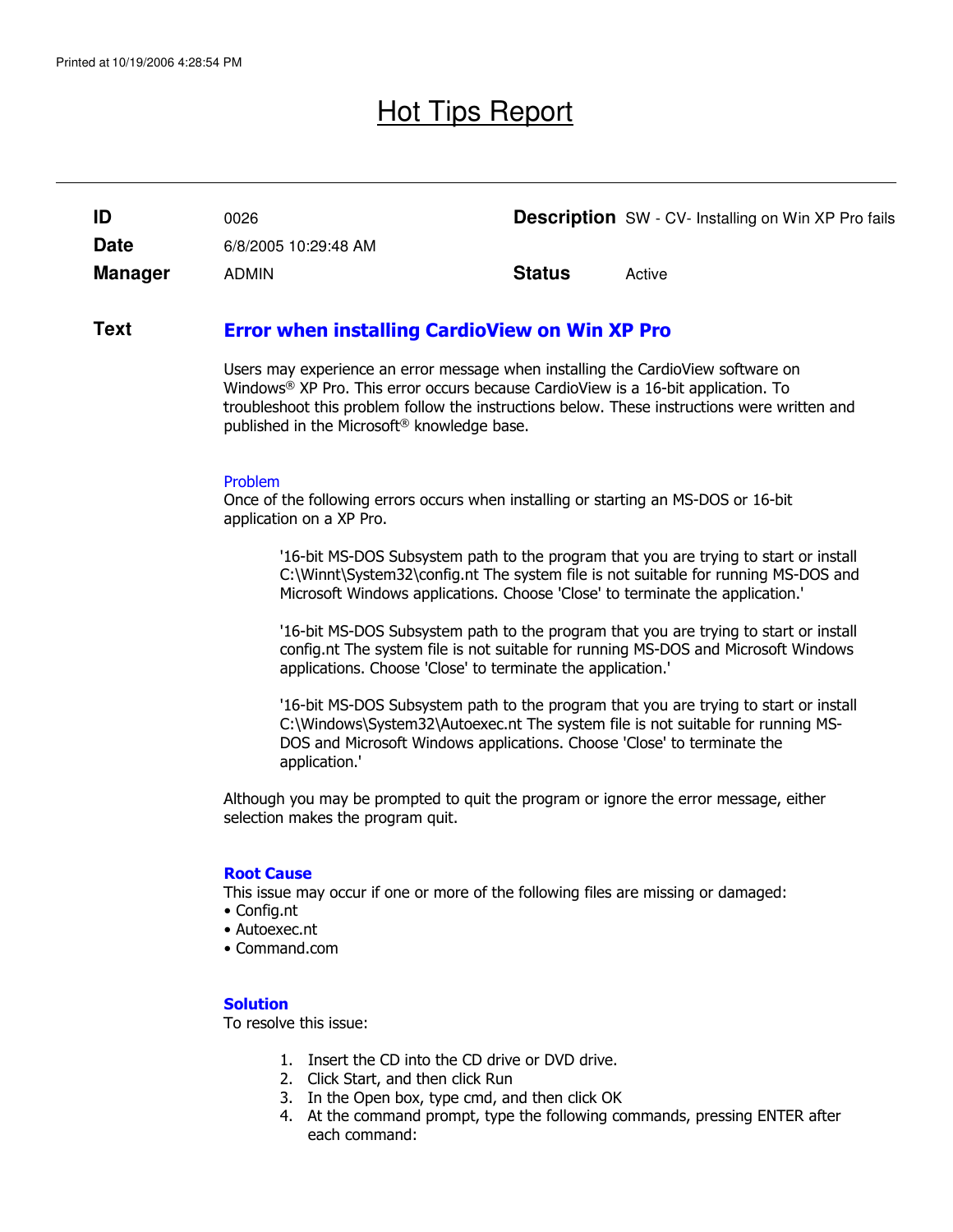# Hot Tips Report

| | | | |
|---|---|---|---|
| **ID** | 0026 | **Description** | SW - CV- Installing on Win XP Pro fails |
| **Date** | 6/8/2005 10:29:48 AM | | |
| **Manager** | ADMIN | **Status** | Active |

**Text**

## Error when installing CardioView on Win XP Pro

Users may experience an error message when installing the CardioView software on Windows® XP Pro. This error occurs because CardioView is a 16-bit application. To troubleshoot this problem follow the instructions below. These instructions were written and published in the Microsoft® knowledge base.

### Problem

Once of the following errors occurs when installing or starting an MS-DOS or 16-bit application on a XP Pro.

> '16-bit MS-DOS Subsystem path to the program that you are trying to start or install C:\Winnt\System32\config.nt The system file is not suitable for running MS-DOS and Microsoft Windows applications. Choose 'Close' to terminate the application.'
>
> '16-bit MS-DOS Subsystem path to the program that you are trying to start or install config.nt The system file is not suitable for running MS-DOS and Microsoft Windows applications. Choose 'Close' to terminate the application.'
>
> '16-bit MS-DOS Subsystem path to the program that you are trying to start or install C:\Windows\System32\Autoexec.nt The system file is not suitable for running MS-DOS and Microsoft Windows applications. Choose 'Close' to terminate the application.'

Although you may be prompted to quit the program or ignore the error message, either selection makes the program quit.

### Root Cause

This issue may occur if one or more of the following files are missing or damaged:

- Config.nt
- Autoexec.nt
- Command.com

### Solution

To resolve this issue:

1. Insert the CD into the CD drive or DVD drive.
2. Click Start, and then click Run
3. In the Open box, type cmd, and then click OK
4. At the command prompt, type the following commands, pressing ENTER after each command: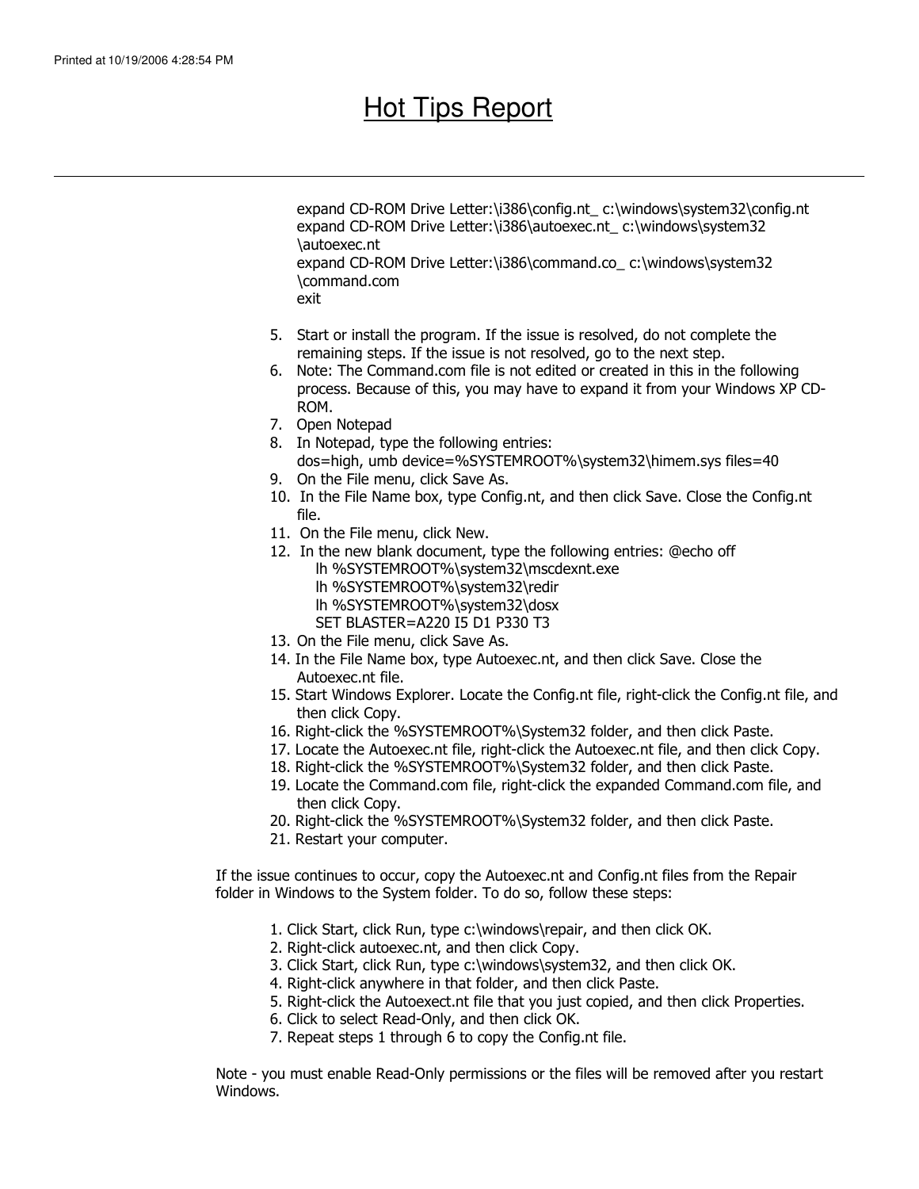expand CD-ROM Drive Letter:\i386\config.nt_ c:\windows\system32\config.nt
expand CD-ROM Drive Letter:\i386\autoexec.nt_ c:\windows\system32\autoexec.nt
expand CD-ROM Drive Letter:\i386\command.co_ c:\windows\system32\command.com
exit

5. Start or install the program. If the issue is resolved, do not complete the remaining steps. If the issue is not resolved, go to the next step.
6. Note: The Command.com file is not edited or created in this in the following process. Because of this, you may have to expand it from your Windows XP CD-ROM.
7. Open Notepad
8. In Notepad, type the following entries:
   dos=high, umb device=%SYSTEMROOT%\system32\himem.sys files=40
9. On the File menu, click Save As.
10. In the File Name box, type Config.nt, and then click Save. Close the Config.nt file.
11. On the File menu, click New.
12. In the new blank document, type the following entries: @echo off
    lh %SYSTEMROOT%\system32\mscdexnt.exe
    lh %SYSTEMROOT%\system32\redir
    lh %SYSTEMROOT%\system32\dosx
    SET BLASTER=A220 I5 D1 P330 T3
13. On the File menu, click Save As.
14. In the File Name box, type Autoexec.nt, and then click Save. Close the Autoexec.nt file.
15. Start Windows Explorer. Locate the Config.nt file, right-click the Config.nt file, and then click Copy.
16. Right-click the %SYSTEMROOT%\System32 folder, and then click Paste.
17. Locate the Autoexec.nt file, right-click the Autoexec.nt file, and then click Copy.
18. Right-click the %SYSTEMROOT%\System32 folder, and then click Paste.
19. Locate the Command.com file, right-click the expanded Command.com file, and then click Copy.
20. Right-click the %SYSTEMROOT%\System32 folder, and then click Paste.
21. Restart your computer.

If the issue continues to occur, copy the Autoexec.nt and Config.nt files from the Repair folder in Windows to the System folder. To do so, follow these steps:

1. Click Start, click Run, type c:\windows\repair, and then click OK.
2. Right-click autoexec.nt, and then click Copy.
3. Click Start, click Run, type c:\windows\system32, and then click OK.
4. Right-click anywhere in that folder, and then click Paste.
5. Right-click the Autoexect.nt file that you just copied, and then click Properties.
6. Click to select Read-Only, and then click OK.
7. Repeat steps 1 through 6 to copy the Config.nt file.

Note - you must enable Read-Only permissions or the files will be removed after you restart Windows.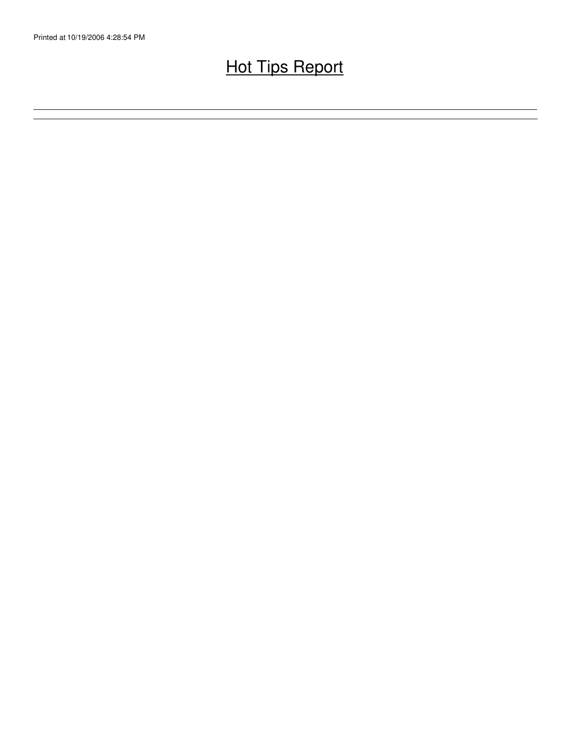Printed at 10/19/2006 4:28:54 PM

# Hot Tips Report

---